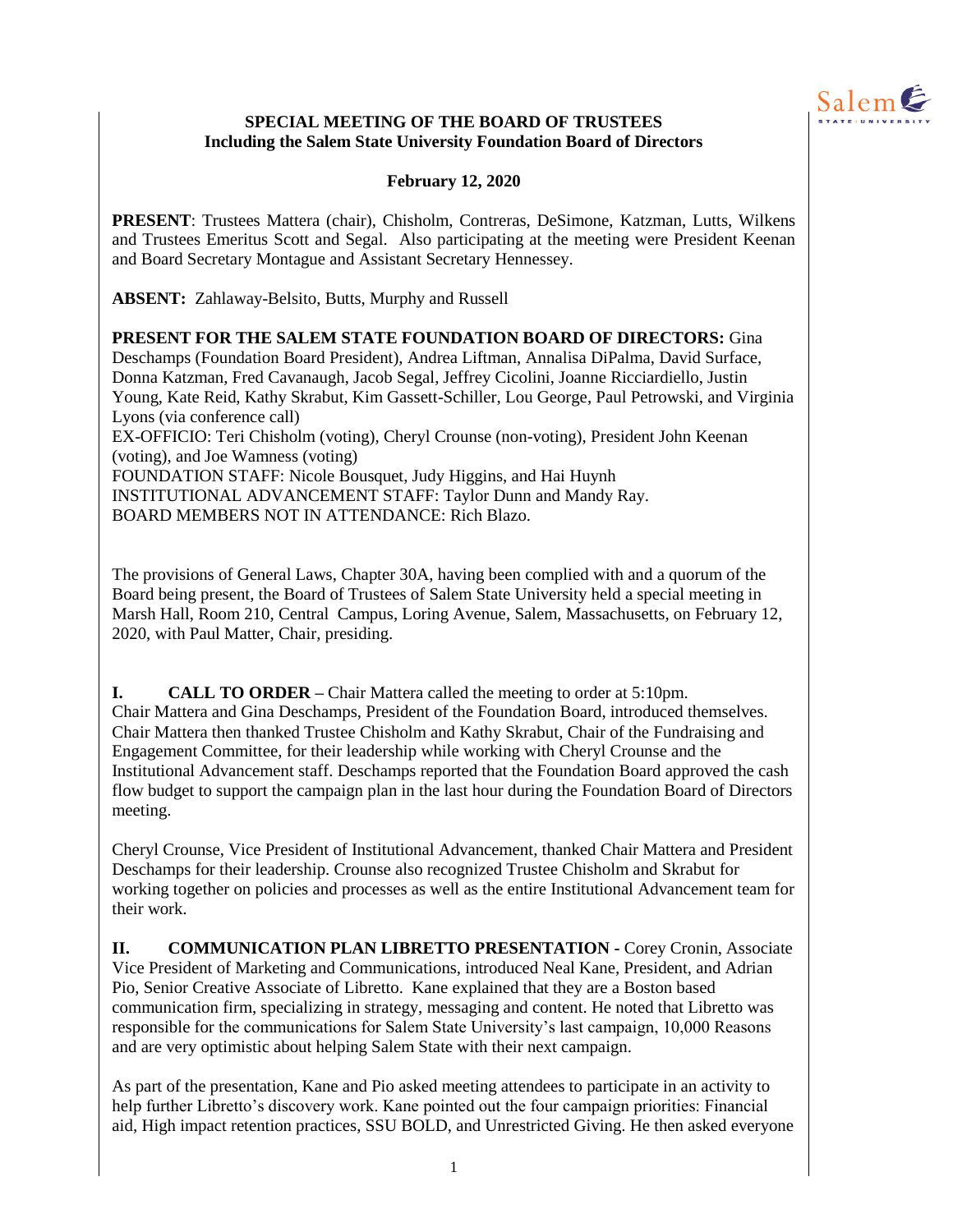**SPECIAL MEETING OF THE BOARD OF TRUSTEES**
**Including the Salem State University Foundation Board of Directors**

**February 12, 2020**

**PRESENT**: Trustees Mattera (chair), Chisholm, Contreras, DeSimone, Katzman, Lutts, Wilkens and Trustees Emeritus Scott and Segal. Also participating at the meeting were President Keenan and Board Secretary Montague and Assistant Secretary Hennessey.

**ABSENT:** Zahlaway-Belsito, Butts, Murphy and Russell

**PRESENT FOR THE SALEM STATE FOUNDATION BOARD OF DIRECTORS:** Gina Deschamps (Foundation Board President), Andrea Liftman, Annalisa DiPalma, David Surface, Donna Katzman, Fred Cavanaugh, Jacob Segal, Jeffrey Cicolini, Joanne Ricciardiello, Justin Young, Kate Reid, Kathy Skrabut, Kim Gassett-Schiller, Lou George, Paul Petrowski, and Virginia Lyons (via conference call)
EX-OFFICIO: Teri Chisholm (voting), Cheryl Crounse (non-voting), President John Keenan (voting), and Joe Wamness (voting)
FOUNDATION STAFF: Nicole Bousquet, Judy Higgins, and Hai Huynh
INSTITUTIONAL ADVANCEMENT STAFF: Taylor Dunn and Mandy Ray.
BOARD MEMBERS NOT IN ATTENDANCE: Rich Blazo.

The provisions of General Laws, Chapter 30A, having been complied with and a quorum of the Board being present, the Board of Trustees of Salem State University held a special meeting in Marsh Hall, Room 210, Central Campus, Loring Avenue, Salem, Massachusetts, on February 12, 2020, with Paul Matter, Chair, presiding.

**I. CALL TO ORDER** – Chair Mattera called the meeting to order at 5:10pm. Chair Mattera and Gina Deschamps, President of the Foundation Board, introduced themselves. Chair Mattera then thanked Trustee Chisholm and Kathy Skrabut, Chair of the Fundraising and Engagement Committee, for their leadership while working with Cheryl Crounse and the Institutional Advancement staff. Deschamps reported that the Foundation Board approved the cash flow budget to support the campaign plan in the last hour during the Foundation Board of Directors meeting.

Cheryl Crounse, Vice President of Institutional Advancement, thanked Chair Mattera and President Deschamps for their leadership. Crounse also recognized Trustee Chisholm and Skrabut for working together on policies and processes as well as the entire Institutional Advancement team for their work.

**II. COMMUNICATION PLAN LIBRETTO PRESENTATION** - Corey Cronin, Associate Vice President of Marketing and Communications, introduced Neal Kane, President, and Adrian Pio, Senior Creative Associate of Libretto. Kane explained that they are a Boston based communication firm, specializing in strategy, messaging and content. He noted that Libretto was responsible for the communications for Salem State University's last campaign, 10,000 Reasons and are very optimistic about helping Salem State with their next campaign.

As part of the presentation, Kane and Pio asked meeting attendees to participate in an activity to help further Libretto's discovery work. Kane pointed out the four campaign priorities: Financial aid, High impact retention practices, SSU BOLD, and Unrestricted Giving. He then asked everyone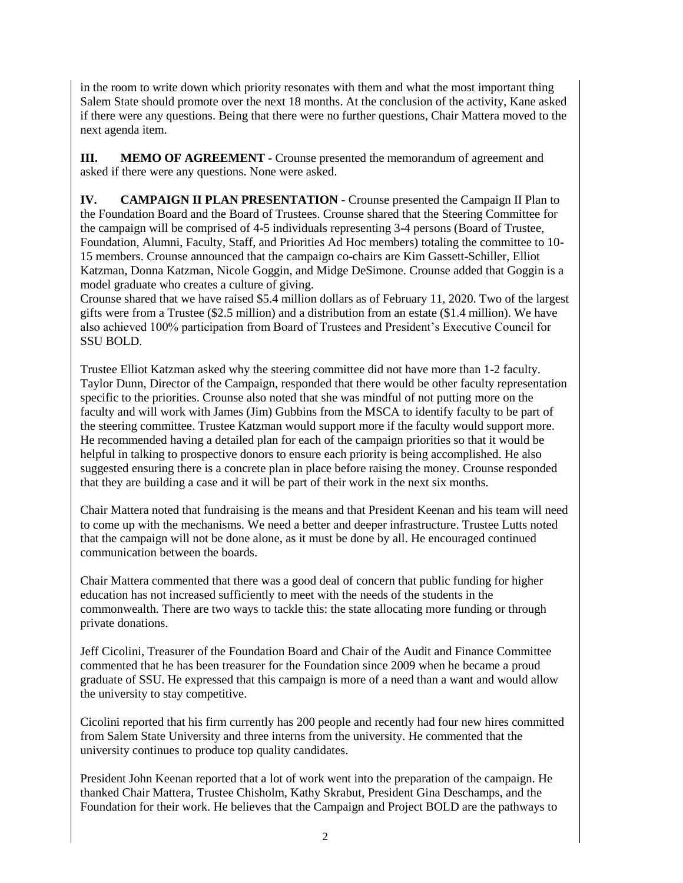in the room to write down which priority resonates with them and what the most important thing Salem State should promote over the next 18 months. At the conclusion of the activity, Kane asked if there were any questions. Being that there were no further questions, Chair Mattera moved to the next agenda item.

**III. MEMO OF AGREEMENT -** Crounse presented the memorandum of agreement and asked if there were any questions. None were asked.

**IV. CAMPAIGN II PLAN PRESENTATION -** Crounse presented the Campaign II Plan to the Foundation Board and the Board of Trustees. Crounse shared that the Steering Committee for the campaign will be comprised of 4-5 individuals representing 3-4 persons (Board of Trustee, Foundation, Alumni, Faculty, Staff, and Priorities Ad Hoc members) totaling the committee to 10-15 members. Crounse announced that the campaign co-chairs are Kim Gassett-Schiller, Elliot Katzman, Donna Katzman, Nicole Goggin, and Midge DeSimone. Crounse added that Goggin is a model graduate who creates a culture of giving.
Crounse shared that we have raised $5.4 million dollars as of February 11, 2020. Two of the largest gifts were from a Trustee ($2.5 million) and a distribution from an estate ($1.4 million). We have also achieved 100% participation from Board of Trustees and President's Executive Council for SSU BOLD.

Trustee Elliot Katzman asked why the steering committee did not have more than 1-2 faculty. Taylor Dunn, Director of the Campaign, responded that there would be other faculty representation specific to the priorities. Crounse also noted that she was mindful of not putting more on the faculty and will work with James (Jim) Gubbins from the MSCA to identify faculty to be part of the steering committee. Trustee Katzman would support more if the faculty would support more. He recommended having a detailed plan for each of the campaign priorities so that it would be helpful in talking to prospective donors to ensure each priority is being accomplished. He also suggested ensuring there is a concrete plan in place before raising the money. Crounse responded that they are building a case and it will be part of their work in the next six months.

Chair Mattera noted that fundraising is the means and that President Keenan and his team will need to come up with the mechanisms. We need a better and deeper infrastructure. Trustee Lutts noted that the campaign will not be done alone, as it must be done by all. He encouraged continued communication between the boards.

Chair Mattera commented that there was a good deal of concern that public funding for higher education has not increased sufficiently to meet with the needs of the students in the commonwealth. There are two ways to tackle this: the state allocating more funding or through private donations.

Jeff Cicolini, Treasurer of the Foundation Board and Chair of the Audit and Finance Committee commented that he has been treasurer for the Foundation since 2009 when he became a proud graduate of SSU. He expressed that this campaign is more of a need than a want and would allow the university to stay competitive.

Cicolini reported that his firm currently has 200 people and recently had four new hires committed from Salem State University and three interns from the university. He commented that the university continues to produce top quality candidates.

President John Keenan reported that a lot of work went into the preparation of the campaign. He thanked Chair Mattera, Trustee Chisholm, Kathy Skrabut, President Gina Deschamps, and the Foundation for their work. He believes that the Campaign and Project BOLD are the pathways to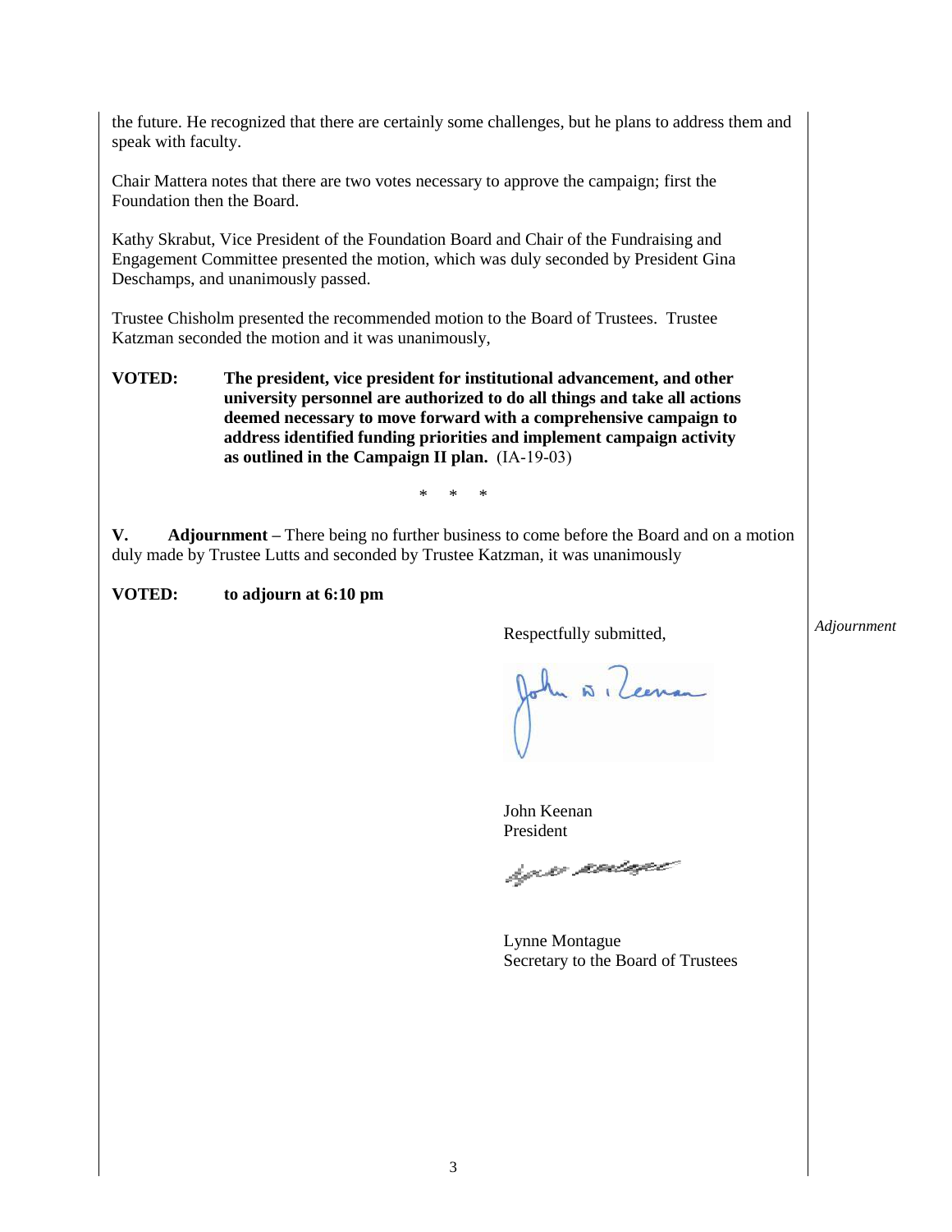the future. He recognized that there are certainly some challenges, but he plans to address them and speak with faculty.

Chair Mattera notes that there are two votes necessary to approve the campaign; first the Foundation then the Board.

Kathy Skrabut, Vice President of the Foundation Board and Chair of the Fundraising and Engagement Committee presented the motion, which was duly seconded by President Gina Deschamps, and unanimously passed.

Trustee Chisholm presented the recommended motion to the Board of Trustees. Trustee Katzman seconded the motion and it was unanimously,

**VOTED:** **The president, vice president for institutional advancement, and other university personnel are authorized to do all things and take all actions deemed necessary to move forward with a comprehensive campaign to address identified funding priorities and implement campaign activity as outlined in the Campaign II plan.** (IA-19-03)

\* \* \*

**V. Adjournment** – There being no further business to come before the Board and on a motion duly made by Trustee Lutts and seconded by Trustee Katzman, it was unanimously

*Adjournment*

**VOTED:** **to adjourn at 6:10 pm**

Respectfully submitted,

John Keenan
President

Lynne Montague
Secretary to the Board of Trustees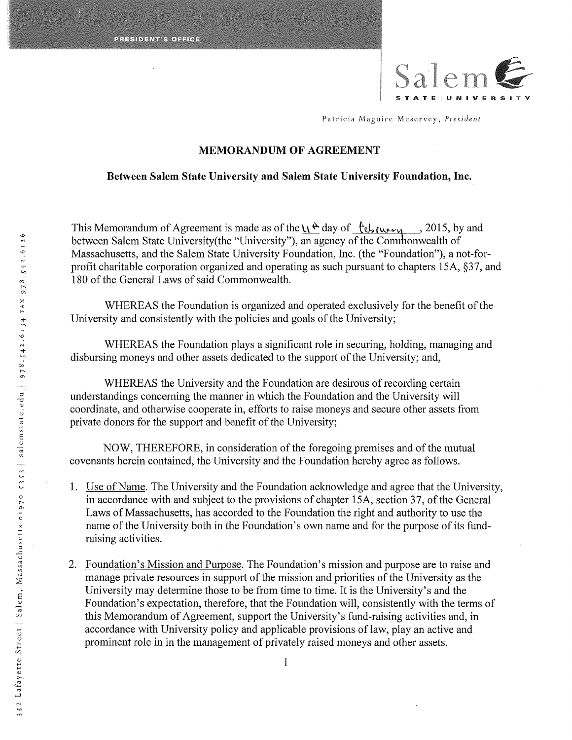PRESIDENT'S OFFICE

Salem STATE | UNIVERSITY

Patricia Maguire Meservey, *President*

# MEMORANDUM OF AGREEMENT

## Between Salem State University and Salem State University Foundation, Inc.

This Memorandum of Agreement is made as of the 11th day of February, 2015, by and between Salem State University(the "University"), an agency of the Commonwealth of Massachusetts, and the Salem State University Foundation, Inc. (the "Foundation"), a not-for-profit charitable corporation organized and operating as such pursuant to chapters 15A, §37, and 180 of the General Laws of said Commonwealth.

WHEREAS the Foundation is organized and operated exclusively for the benefit of the University and consistently with the policies and goals of the University;

WHEREAS the Foundation plays a significant role in securing, holding, managing and disbursing moneys and other assets dedicated to the support of the University; and,

WHEREAS the University and the Foundation are desirous of recording certain understandings concerning the manner in which the Foundation and the University will coordinate, and otherwise cooperate in, efforts to raise moneys and secure other assets from private donors for the support and benefit of the University;

NOW, THEREFORE, in consideration of the foregoing premises and of the mutual covenants herein contained, the University and the Foundation hereby agree as follows.

1. Use of Name. The University and the Foundation acknowledge and agree that the University, in accordance with and subject to the provisions of chapter 15A, section 37, of the General Laws of Massachusetts, has accorded to the Foundation the right and authority to use the name of the University both in the Foundation's own name and for the purpose of its fund-raising activities.

2. Foundation's Mission and Purpose. The Foundation's mission and purpose are to raise and manage private resources in support of the mission and priorities of the University as the University may determine those to be from time to time. It is the University's and the Foundation's expectation, therefore, that the Foundation will, consistently with the terms of this Memorandum of Agreement, support the University's fund-raising activities and, in accordance with University policy and applicable provisions of law, play an active and prominent role in in the management of privately raised moneys and other assets.

352 Lafayette Street | Salem, Massachusetts 01970-5353 | salemstate.edu | 978.542.6134 FAX 978.542.6126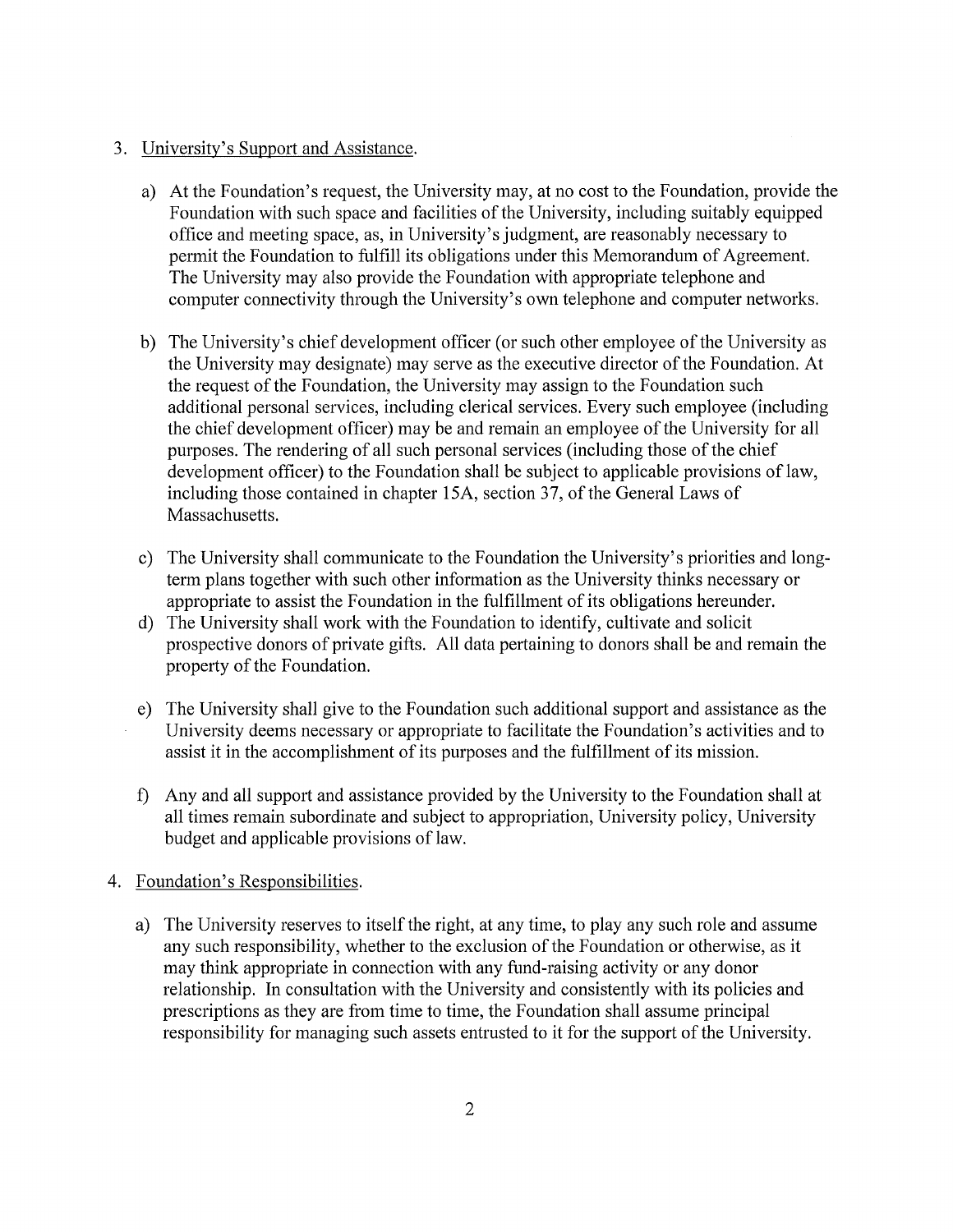3. <u>University's Support and Assistance</u>.

   a) At the Foundation's request, the University may, at no cost to the Foundation, provide the Foundation with such space and facilities of the University, including suitably equipped office and meeting space, as, in University's judgment, are reasonably necessary to permit the Foundation to fulfill its obligations under this Memorandum of Agreement. The University may also provide the Foundation with appropriate telephone and computer connectivity through the University's own telephone and computer networks.

   b) The University's chief development officer (or such other employee of the University as the University may designate) may serve as the executive director of the Foundation. At the request of the Foundation, the University may assign to the Foundation such additional personal services, including clerical services. Every such employee (including the chief development officer) may be and remain an employee of the University for all purposes. The rendering of all such personal services (including those of the chief development officer) to the Foundation shall be subject to applicable provisions of law, including those contained in chapter 15A, section 37, of the General Laws of Massachusetts.

   c) The University shall communicate to the Foundation the University's priorities and long-term plans together with such other information as the University thinks necessary or appropriate to assist the Foundation in the fulfillment of its obligations hereunder.

   d) The University shall work with the Foundation to identify, cultivate and solicit prospective donors of private gifts. All data pertaining to donors shall be and remain the property of the Foundation.

   e) The University shall give to the Foundation such additional support and assistance as the University deems necessary or appropriate to facilitate the Foundation's activities and to assist it in the accomplishment of its purposes and the fulfillment of its mission.

   f) Any and all support and assistance provided by the University to the Foundation shall at all times remain subordinate and subject to appropriation, University policy, University budget and applicable provisions of law.

4. <u>Foundation's Responsibilities</u>.

   a) The University reserves to itself the right, at any time, to play any such role and assume any such responsibility, whether to the exclusion of the Foundation or otherwise, as it may think appropriate in connection with any fund-raising activity or any donor relationship. In consultation with the University and consistently with its policies and prescriptions as they are from time to time, the Foundation shall assume principal responsibility for managing such assets entrusted to it for the support of the University.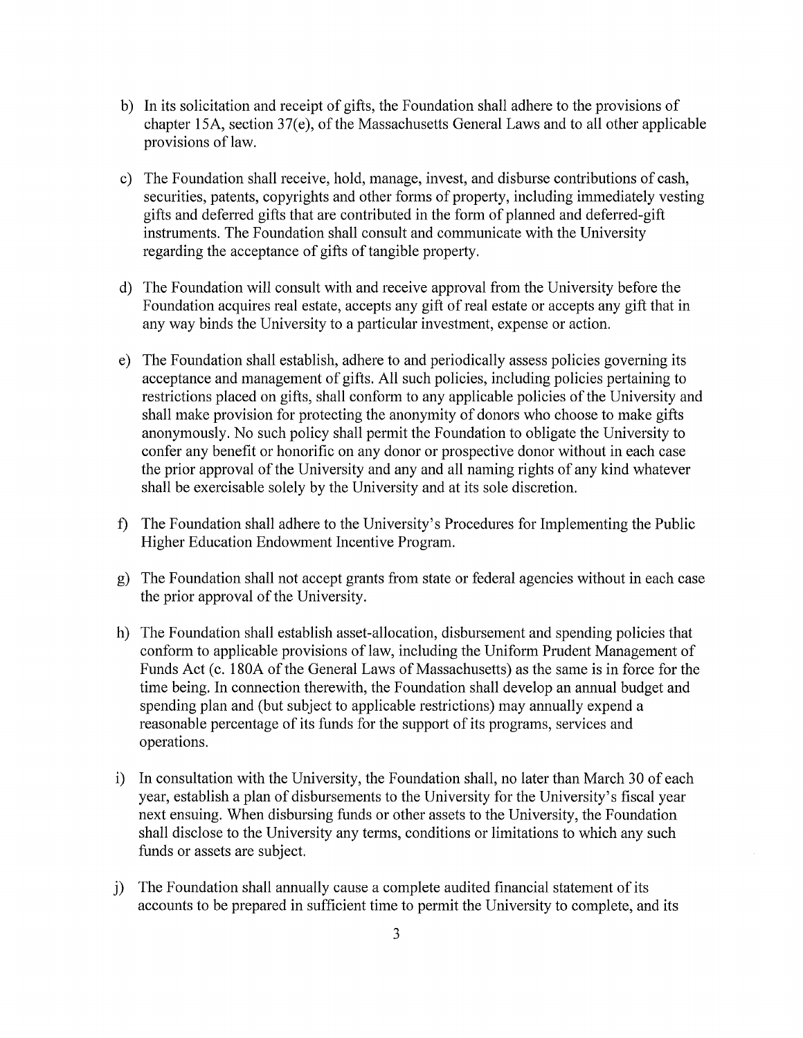b) In its solicitation and receipt of gifts, the Foundation shall adhere to the provisions of chapter 15A, section 37(e), of the Massachusetts General Laws and to all other applicable provisions of law.

c) The Foundation shall receive, hold, manage, invest, and disburse contributions of cash, securities, patents, copyrights and other forms of property, including immediately vesting gifts and deferred gifts that are contributed in the form of planned and deferred-gift instruments. The Foundation shall consult and communicate with the University regarding the acceptance of gifts of tangible property.

d) The Foundation will consult with and receive approval from the University before the Foundation acquires real estate, accepts any gift of real estate or accepts any gift that in any way binds the University to a particular investment, expense or action.

e) The Foundation shall establish, adhere to and periodically assess policies governing its acceptance and management of gifts. All such policies, including policies pertaining to restrictions placed on gifts, shall conform to any applicable policies of the University and shall make provision for protecting the anonymity of donors who choose to make gifts anonymously. No such policy shall permit the Foundation to obligate the University to confer any benefit or honorific on any donor or prospective donor without in each case the prior approval of the University and any and all naming rights of any kind whatever shall be exercisable solely by the University and at its sole discretion.

f) The Foundation shall adhere to the University's Procedures for Implementing the Public Higher Education Endowment Incentive Program.

g) The Foundation shall not accept grants from state or federal agencies without in each case the prior approval of the University.

h) The Foundation shall establish asset-allocation, disbursement and spending policies that conform to applicable provisions of law, including the Uniform Prudent Management of Funds Act (c. 180A of the General Laws of Massachusetts) as the same is in force for the time being. In connection therewith, the Foundation shall develop an annual budget and spending plan and (but subject to applicable restrictions) may annually expend a reasonable percentage of its funds for the support of its programs, services and operations.

i) In consultation with the University, the Foundation shall, no later than March 30 of each year, establish a plan of disbursements to the University for the University's fiscal year next ensuing. When disbursing funds or other assets to the University, the Foundation shall disclose to the University any terms, conditions or limitations to which any such funds or assets are subject.

j) The Foundation shall annually cause a complete audited financial statement of its accounts to be prepared in sufficient time to permit the University to complete, and its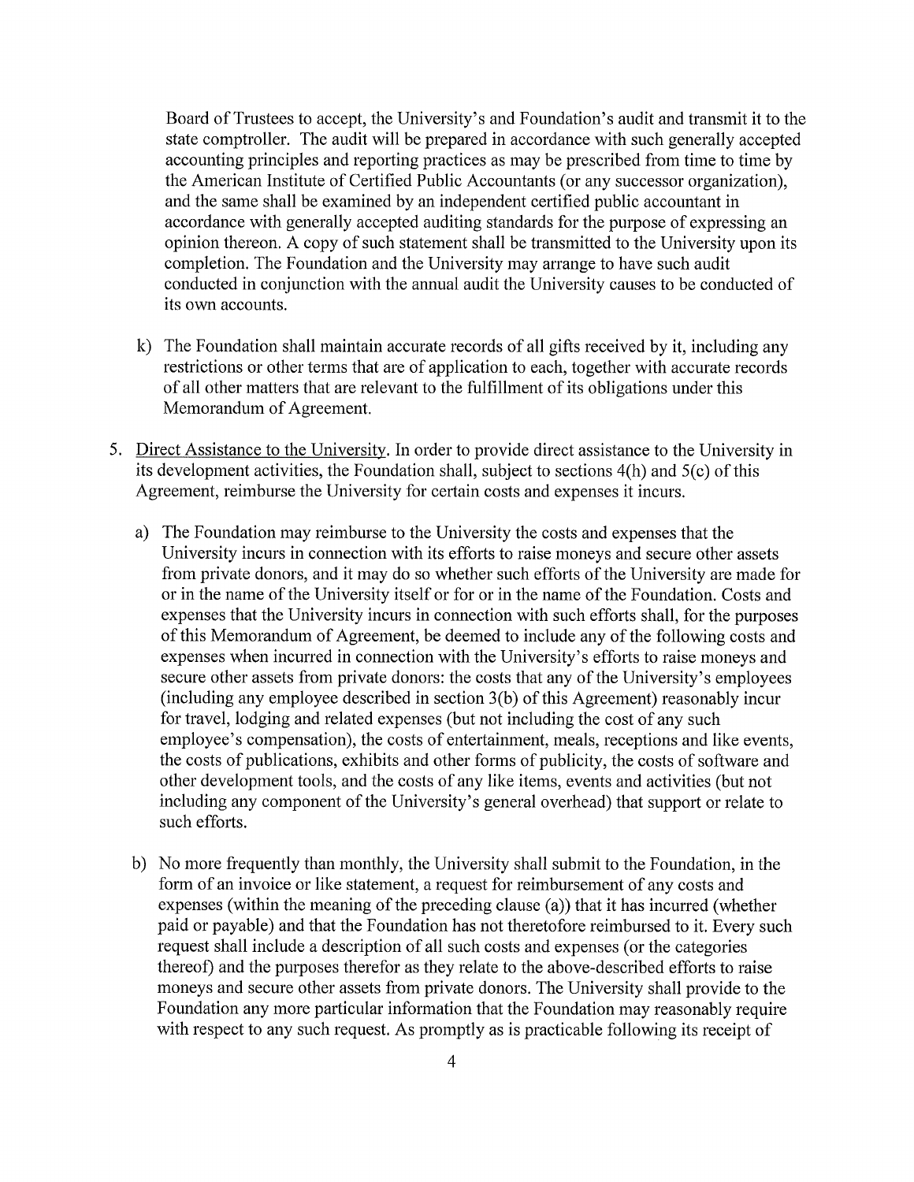Board of Trustees to accept, the University's and Foundation's audit and transmit it to the state comptroller. The audit will be prepared in accordance with such generally accepted accounting principles and reporting practices as may be prescribed from time to time by the American Institute of Certified Public Accountants (or any successor organization), and the same shall be examined by an independent certified public accountant in accordance with generally accepted auditing standards for the purpose of expressing an opinion thereon. A copy of such statement shall be transmitted to the University upon its completion. The Foundation and the University may arrange to have such audit conducted in conjunction with the annual audit the University causes to be conducted of its own accounts.

k) The Foundation shall maintain accurate records of all gifts received by it, including any restrictions or other terms that are of application to each, together with accurate records of all other matters that are relevant to the fulfillment of its obligations under this Memorandum of Agreement.

5. <u>Direct Assistance to the University</u>. In order to provide direct assistance to the University in its development activities, the Foundation shall, subject to sections 4(h) and 5(c) of this Agreement, reimburse the University for certain costs and expenses it incurs.

   a) The Foundation may reimburse to the University the costs and expenses that the University incurs in connection with its efforts to raise moneys and secure other assets from private donors, and it may do so whether such efforts of the University are made for or in the name of the University itself or for or in the name of the Foundation. Costs and expenses that the University incurs in connection with such efforts shall, for the purposes of this Memorandum of Agreement, be deemed to include any of the following costs and expenses when incurred in connection with the University's efforts to raise moneys and secure other assets from private donors: the costs that any of the University's employees (including any employee described in section 3(b) of this Agreement) reasonably incur for travel, lodging and related expenses (but not including the cost of any such employee's compensation), the costs of entertainment, meals, receptions and like events, the costs of publications, exhibits and other forms of publicity, the costs of software and other development tools, and the costs of any like items, events and activities (but not including any component of the University's general overhead) that support or relate to such efforts.

   b) No more frequently than monthly, the University shall submit to the Foundation, in the form of an invoice or like statement, a request for reimbursement of any costs and expenses (within the meaning of the preceding clause (a)) that it has incurred (whether paid or payable) and that the Foundation has not theretofore reimbursed to it. Every such request shall include a description of all such costs and expenses (or the categories thereof) and the purposes therefor as they relate to the above-described efforts to raise moneys and secure other assets from private donors. The University shall provide to the Foundation any more particular information that the Foundation may reasonably require with respect to any such request. As promptly as is practicable following its receipt of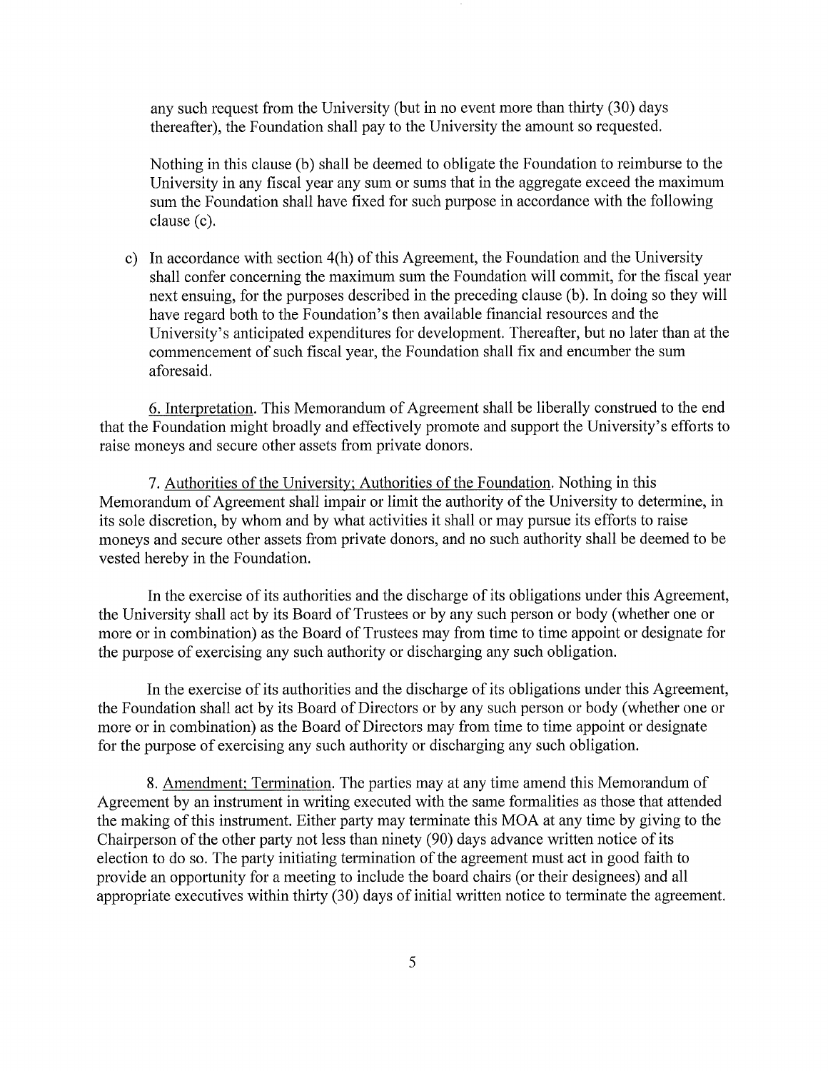any such request from the University (but in no event more than thirty (30) days thereafter), the Foundation shall pay to the University the amount so requested.

Nothing in this clause (b) shall be deemed to obligate the Foundation to reimburse to the University in any fiscal year any sum or sums that in the aggregate exceed the maximum sum the Foundation shall have fixed for such purpose in accordance with the following clause (c).

c) In accordance with section 4(h) of this Agreement, the Foundation and the University shall confer concerning the maximum sum the Foundation will commit, for the fiscal year next ensuing, for the purposes described in the preceding clause (b). In doing so they will have regard both to the Foundation's then available financial resources and the University's anticipated expenditures for development. Thereafter, but no later than at the commencement of such fiscal year, the Foundation shall fix and encumber the sum aforesaid.

6. <u>Interpretation</u>. This Memorandum of Agreement shall be liberally construed to the end that the Foundation might broadly and effectively promote and support the University's efforts to raise moneys and secure other assets from private donors.

7. <u>Authorities of the University; Authorities of the Foundation</u>. Nothing in this Memorandum of Agreement shall impair or limit the authority of the University to determine, in its sole discretion, by whom and by what activities it shall or may pursue its efforts to raise moneys and secure other assets from private donors, and no such authority shall be deemed to be vested hereby in the Foundation.

In the exercise of its authorities and the discharge of its obligations under this Agreement, the University shall act by its Board of Trustees or by any such person or body (whether one or more or in combination) as the Board of Trustees may from time to time appoint or designate for the purpose of exercising any such authority or discharging any such obligation.

In the exercise of its authorities and the discharge of its obligations under this Agreement, the Foundation shall act by its Board of Directors or by any such person or body (whether one or more or in combination) as the Board of Directors may from time to time appoint or designate for the purpose of exercising any such authority or discharging any such obligation.

8. <u>Amendment; Termination</u>. The parties may at any time amend this Memorandum of Agreement by an instrument in writing executed with the same formalities as those that attended the making of this instrument. Either party may terminate this MOA at any time by giving to the Chairperson of the other party not less than ninety (90) days advance written notice of its election to do so. The party initiating termination of the agreement must act in good faith to provide an opportunity for a meeting to include the board chairs (or their designees) and all appropriate executives within thirty (30) days of initial written notice to terminate the agreement.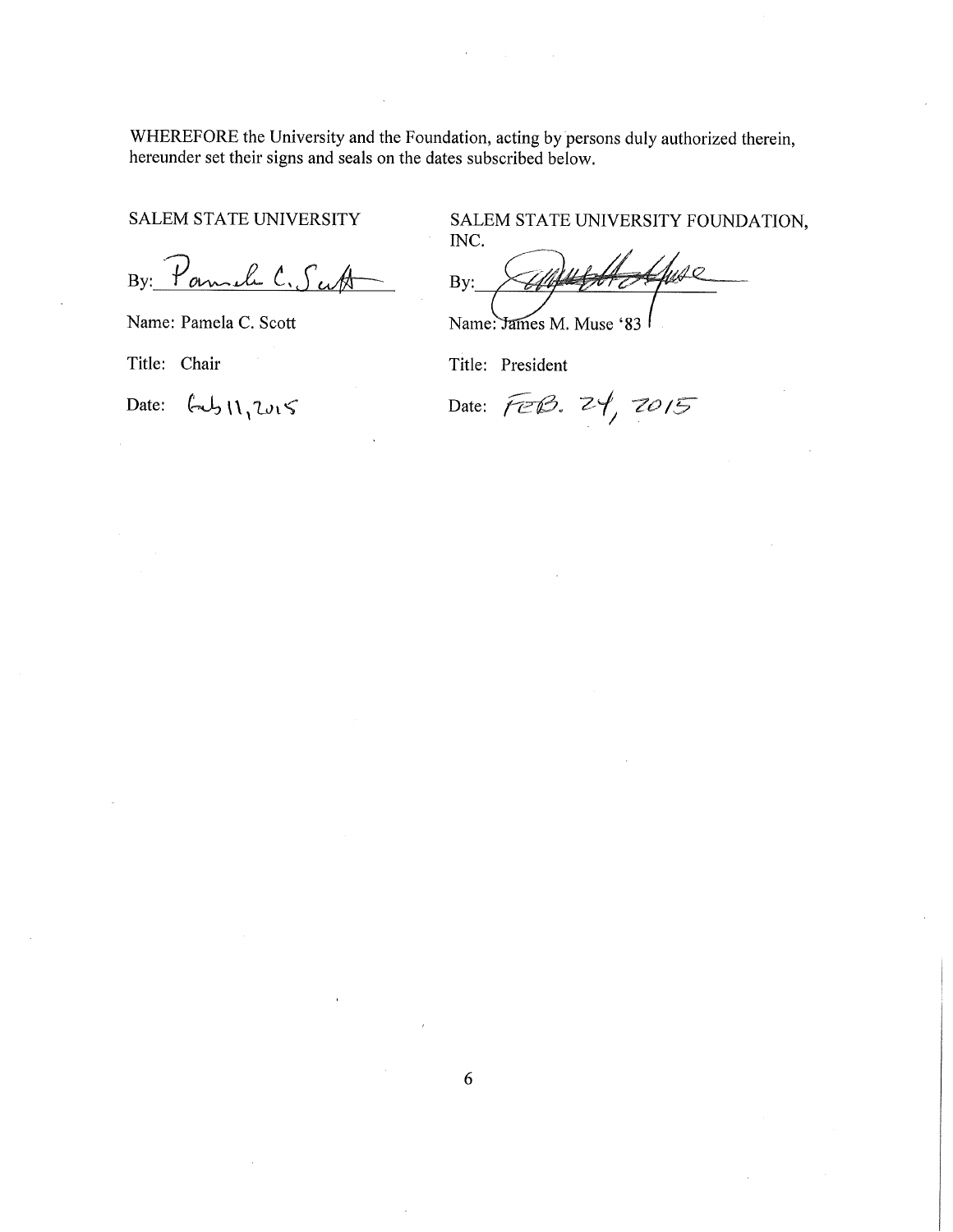WHEREFORE the University and the Foundation, acting by persons duly authorized therein, hereunder set their signs and seals on the dates subscribed below.

SALEM STATE UNIVERSITY

By: Pamela C. Scott

Name: Pamela C. Scott

Title: Chair

Date: Feb 11, 2015

SALEM STATE UNIVERSITY FOUNDATION, INC.

By: James M. Muse

Name: James M. Muse '83

Title: President

Date: FEB. 24, 2015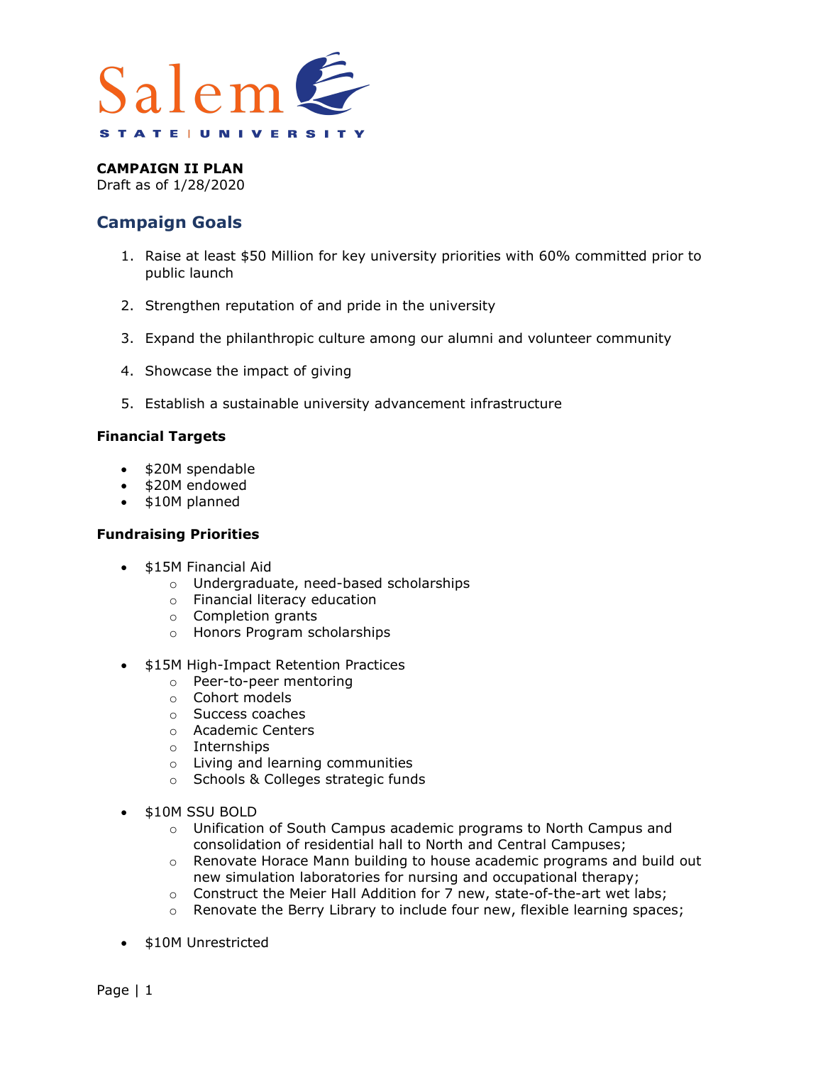Salem STATE | UNIVERSITY

**CAMPAIGN II PLAN**
Draft as of 1/28/2020

## Campaign Goals

1. Raise at least $50 Million for key university priorities with 60% committed prior to public launch

2. Strengthen reputation of and pride in the university

3. Expand the philanthropic culture among our alumni and volunteer community

4. Showcase the impact of giving

5. Establish a sustainable university advancement infrastructure

### Financial Targets

- $20M spendable
- $20M endowed
- $10M planned

### Fundraising Priorities

- $15M Financial Aid
  - Undergraduate, need-based scholarships
  - Financial literacy education
  - Completion grants
  - Honors Program scholarships

- $15M High-Impact Retention Practices
  - Peer-to-peer mentoring
  - Cohort models
  - Success coaches
  - Academic Centers
  - Internships
  - Living and learning communities
  - Schools & Colleges strategic funds

- $10M SSU BOLD
  - Unification of South Campus academic programs to North Campus and consolidation of residential hall to North and Central Campuses;
  - Renovate Horace Mann building to house academic programs and build out new simulation laboratories for nursing and occupational therapy;
  - Construct the Meier Hall Addition for 7 new, state-of-the-art wet labs;
  - Renovate the Berry Library to include four new, flexible learning spaces;

- $10M Unrestricted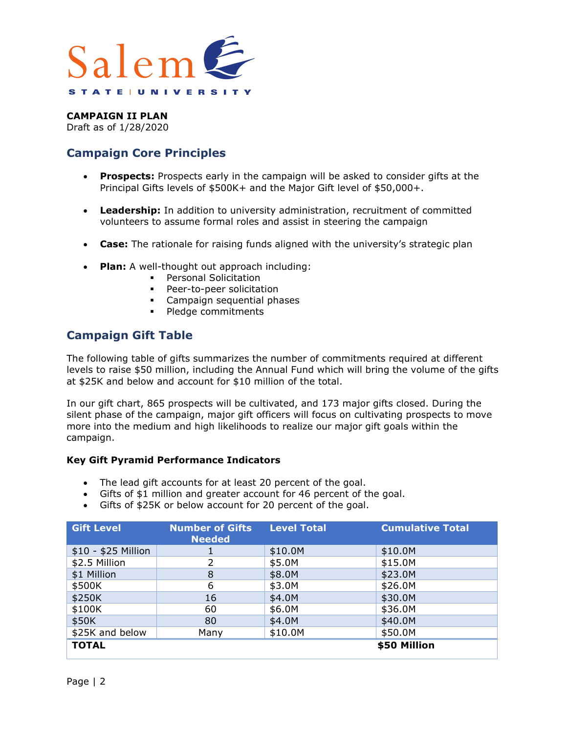Salem STATE | UNIVERSITY

**CAMPAIGN II PLAN**
Draft as of 1/28/2020

## Campaign Core Principles

- **Prospects:** Prospects early in the campaign will be asked to consider gifts at the Principal Gifts levels of $500K+ and the Major Gift level of $50,000+.
- **Leadership:** In addition to university administration, recruitment of committed volunteers to assume formal roles and assist in steering the campaign
- **Case:** The rationale for raising funds aligned with the university's strategic plan
- **Plan:** A well-thought out approach including:
  - Personal Solicitation
  - Peer-to-peer solicitation
  - Campaign sequential phases
  - Pledge commitments

## Campaign Gift Table

The following table of gifts summarizes the number of commitments required at different levels to raise $50 million, including the Annual Fund which will bring the volume of the gifts at $25K and below and account for $10 million of the total.

In our gift chart, 865 prospects will be cultivated, and 173 major gifts closed. During the silent phase of the campaign, major gift officers will focus on cultivating prospects to move more into the medium and high likelihoods to realize our major gift goals within the campaign.

### Key Gift Pyramid Performance Indicators

- The lead gift accounts for at least 20 percent of the goal.
- Gifts of $1 million and greater account for 46 percent of the goal.
- Gifts of $25K or below account for 20 percent of the goal.

| Gift Level | Number of Gifts Needed | Level Total | Cumulative Total |
|---|---|---|---|
| $10 - $25 Million | 1 | $10.0M | $10.0M |
| $2.5 Million | 2 | $5.0M | $15.0M |
| $1 Million | 8 | $8.0M | $23.0M |
| $500K | 6 | $3.0M | $26.0M |
| $250K | 16 | $4.0M | $30.0M |
| $100K | 60 | $6.0M | $36.0M |
| $50K | 80 | $4.0M | $40.0M |
| $25K and below | Many | $10.0M | $50.0M |
| **TOTAL** | | | **$50 Million** |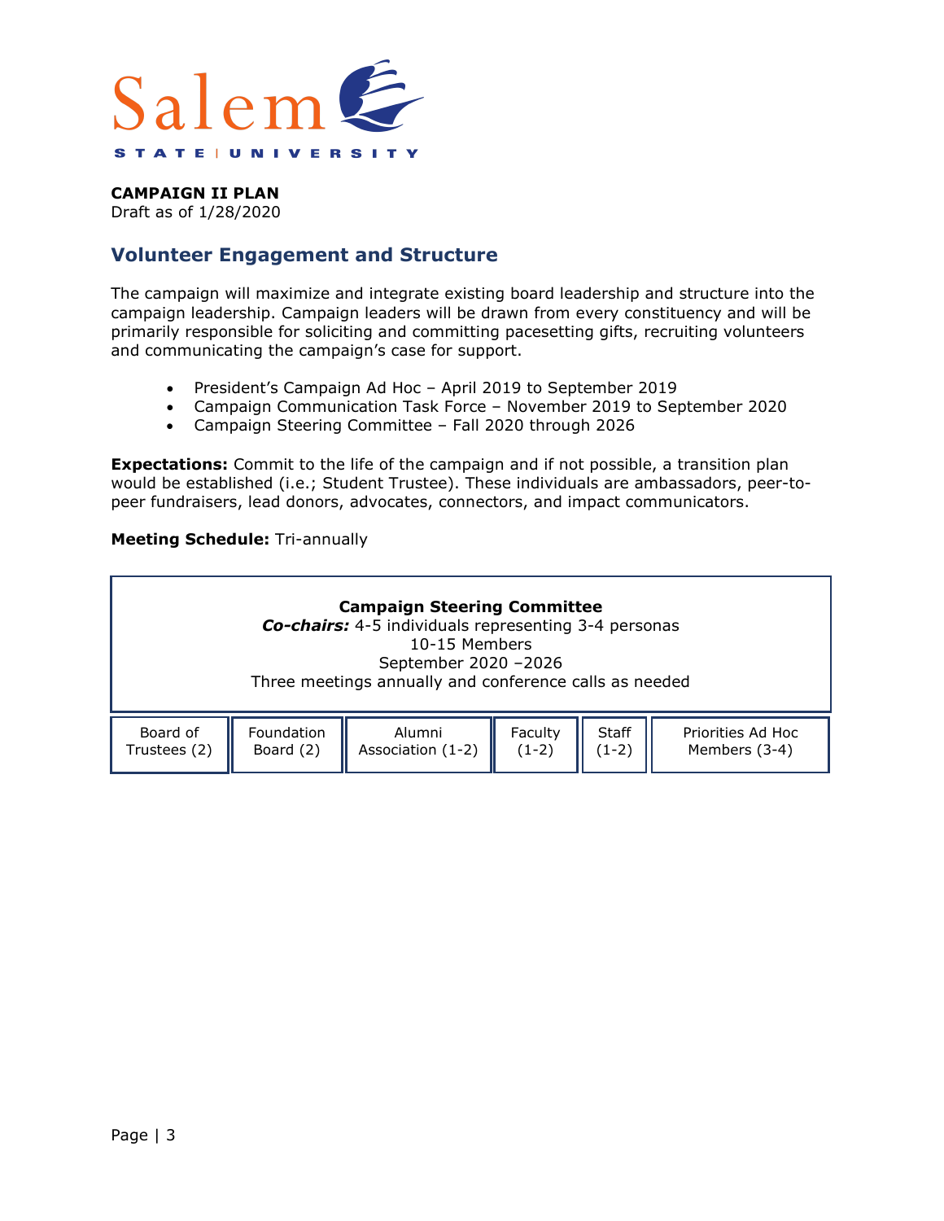Salem STATE | UNIVERSITY

**CAMPAIGN II PLAN**
Draft as of 1/28/2020

## Volunteer Engagement and Structure

The campaign will maximize and integrate existing board leadership and structure into the campaign leadership. Campaign leaders will be drawn from every constituency and will be primarily responsible for soliciting and committing pacesetting gifts, recruiting volunteers and communicating the campaign's case for support.

- President's Campaign Ad Hoc – April 2019 to September 2019
- Campaign Communication Task Force – November 2019 to September 2020
- Campaign Steering Committee – Fall 2020 through 2026

**Expectations:** Commit to the life of the campaign and if not possible, a transition plan would be established (i.e.; Student Trustee). These individuals are ambassadors, peer-to-peer fundraisers, lead donors, advocates, connectors, and impact communicators.

**Meeting Schedule:** Tri-annually

**Campaign Steering Committee**
***Co-chairs:*** 4-5 individuals representing 3-4 personas
10-15 Members
September 2020 –2026
Three meetings annually and conference calls as needed

| Board of Trustees (2) | Foundation Board (2) | Alumni Association (1-2) | Faculty (1-2) | Staff (1-2) | Priorities Ad Hoc Members (3-4) |
|---|---|---|---|---|---|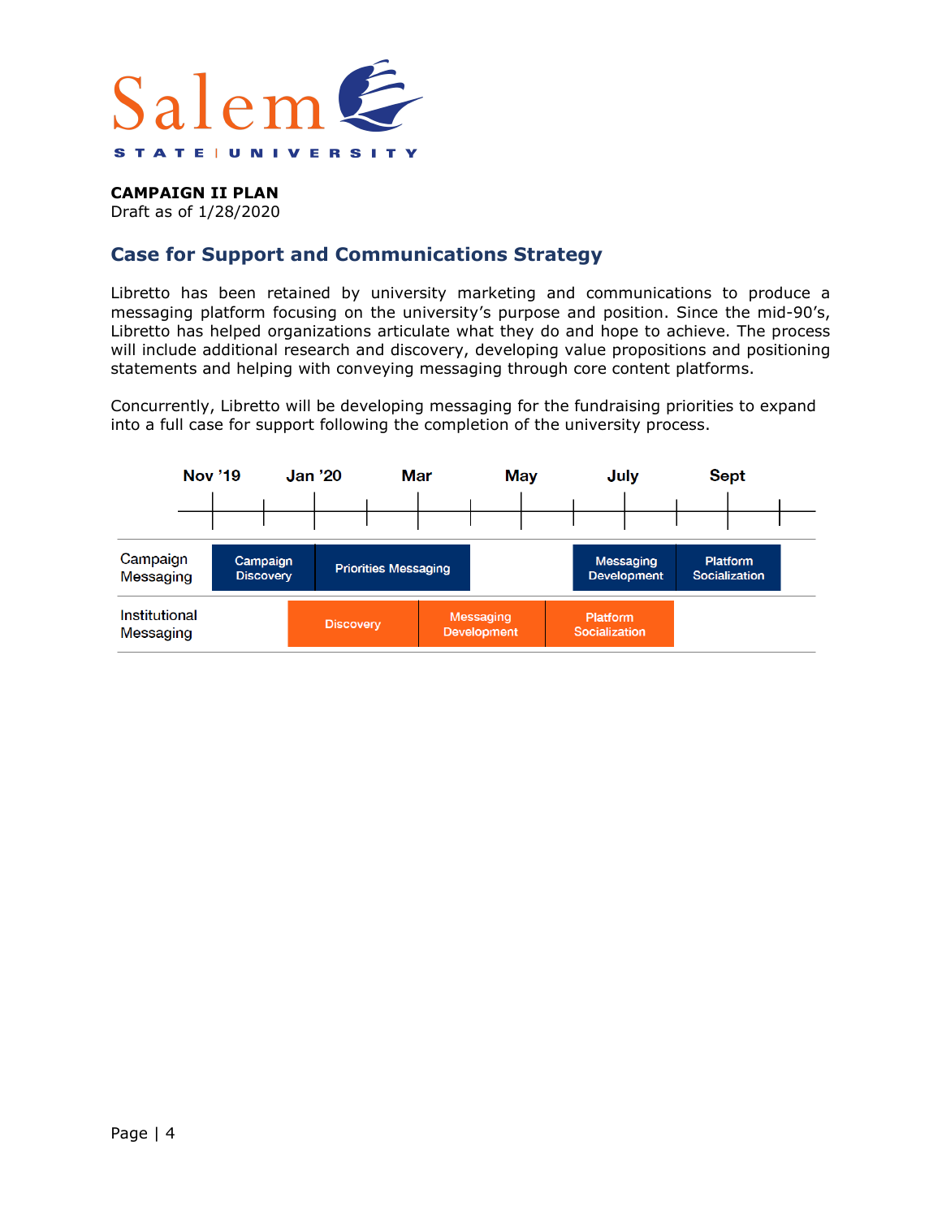**CAMPAIGN II PLAN**
Draft as of 1/28/2020

## Case for Support and Communications Strategy

Libretto has been retained by university marketing and communications to produce a messaging platform focusing on the university's purpose and position. Since the mid-90's, Libretto has helped organizations articulate what they do and hope to achieve. The process will include additional research and discovery, developing value propositions and positioning statements and helping with conveying messaging through core content platforms.

Concurrently, Libretto will be developing messaging for the fundraising priorities to expand into a full case for support following the completion of the university process.

| | Nov '19 | Dec | Jan '20 | Feb | Mar | Apr | May | June | July | Aug | Sept | Oct |
|---|---|---|---|---|---|---|---|---|---|---|---|---|
| Campaign Messaging | Campaign Discovery | Campaign Discovery | Priorities Messaging | Priorities Messaging | Priorities Messaging | | | Messaging Development | Messaging Development | Platform Socialization | Platform Socialization | |
| Institutional Messaging | | Discovery | Discovery | Discovery | Messaging Development | Messaging Development | Platform Socialization | Platform Socialization | | | | |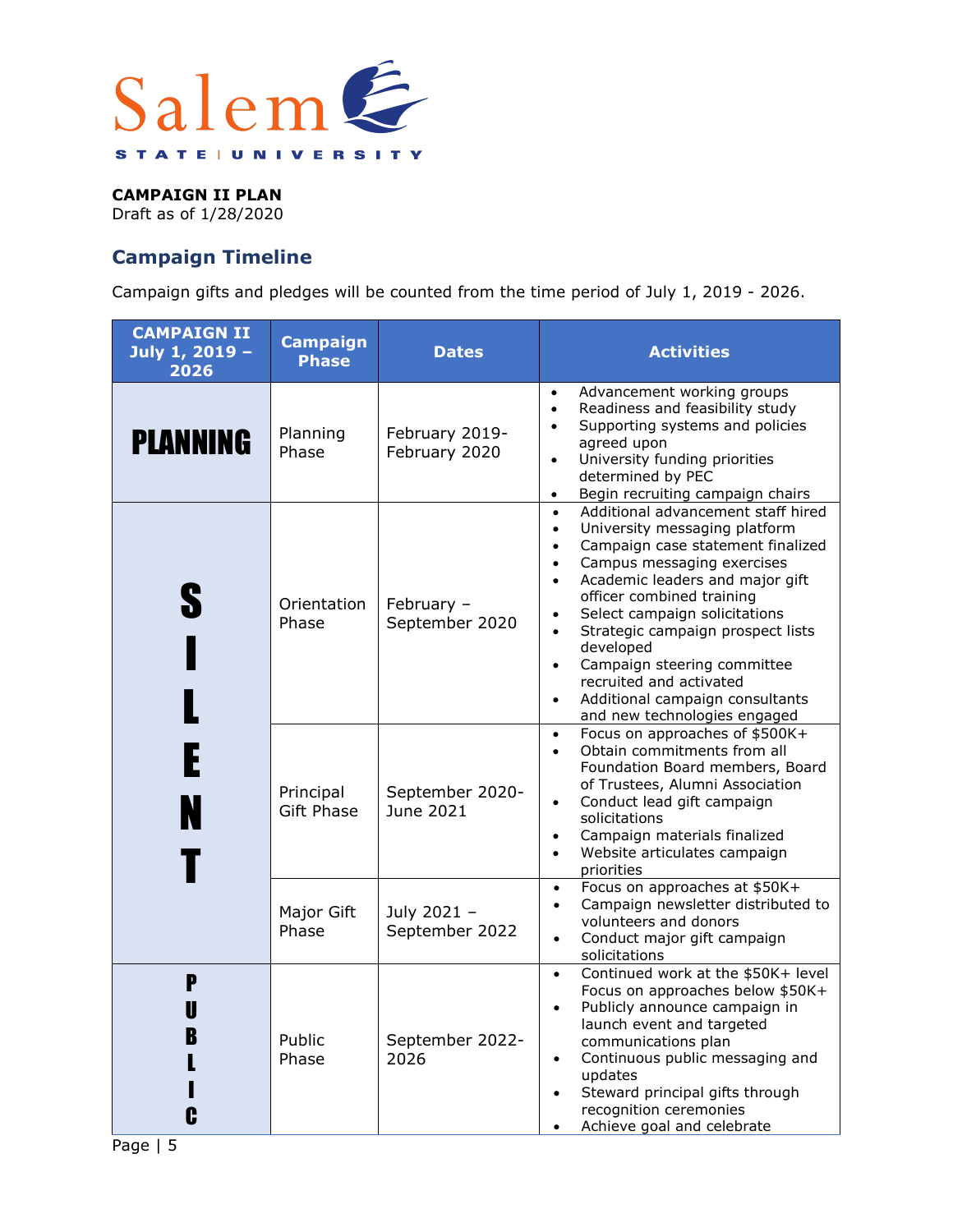**CAMPAIGN II PLAN**
Draft as of 1/28/2020

## Campaign Timeline

Campaign gifts and pledges will be counted from the time period of July 1, 2019 - 2026.

| CAMPAIGN II July 1, 2019 – 2026 | Campaign Phase | Dates | Activities |
|---|---|---|---|
| PLANNING | Planning Phase | February 2019- February 2020 | • Advancement working groups<br>• Readiness and feasibility study<br>• Supporting systems and policies agreed upon<br>• University funding priorities determined by PEC<br>• Begin recruiting campaign chairs |
| SILENT | Orientation Phase | February – September 2020 | • Additional advancement staff hired<br>• University messaging platform<br>• Campaign case statement finalized<br>• Campus messaging exercises<br>• Academic leaders and major gift officer combined training<br>• Select campaign solicitations<br>• Strategic campaign prospect lists developed<br>• Campaign steering committee recruited and activated<br>• Additional campaign consultants and new technologies engaged |
| | Principal Gift Phase | September 2020- June 2021 | • Focus on approaches of $500K+<br>• Obtain commitments from all Foundation Board members, Board of Trustees, Alumni Association<br>• Conduct lead gift campaign solicitations<br>• Campaign materials finalized<br>• Website articulates campaign priorities |
| | Major Gift Phase | July 2021 – September 2022 | • Focus on approaches at $50K+<br>• Campaign newsletter distributed to volunteers and donors<br>• Conduct major gift campaign solicitations |
| PUBLIC | Public Phase | September 2022- 2026 | • Continued work at the $50K+ level Focus on approaches below $50K+<br>• Publicly announce campaign in launch event and targeted communications plan<br>• Continuous public messaging and updates<br>• Steward principal gifts through recognition ceremonies<br>• Achieve goal and celebrate |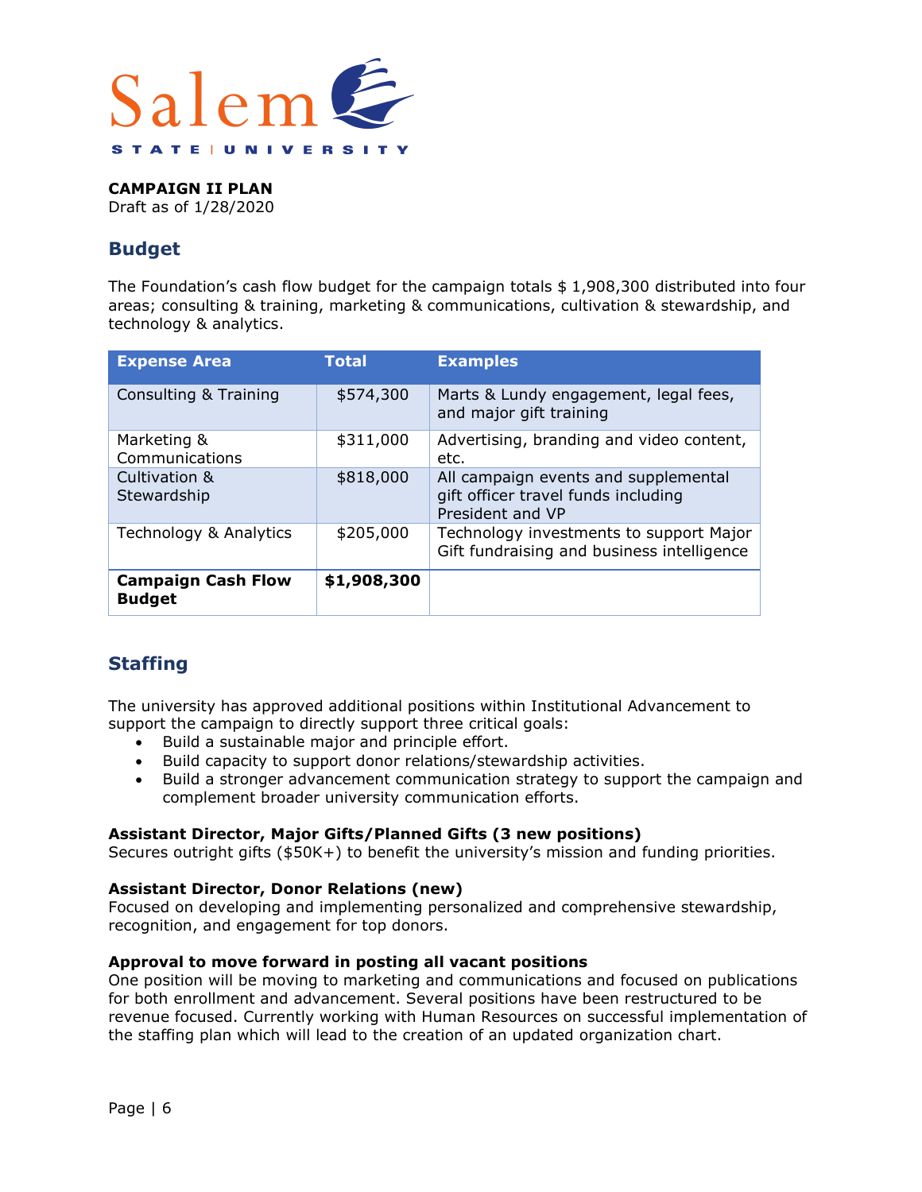Salem STATE | UNIVERSITY

**CAMPAIGN II PLAN**
Draft as of 1/28/2020

## Budget

The Foundation's cash flow budget for the campaign totals $ 1,908,300 distributed into four areas; consulting & training, marketing & communications, cultivation & stewardship, and technology & analytics.

| Expense Area | Total | Examples |
|---|---|---|
| Consulting & Training | $574,300 | Marts & Lundy engagement, legal fees, and major gift training |
| Marketing & Communications | $311,000 | Advertising, branding and video content, etc. |
| Cultivation & Stewardship | $818,000 | All campaign events and supplemental gift officer travel funds including President and VP |
| Technology & Analytics | $205,000 | Technology investments to support Major Gift fundraising and business intelligence |
| **Campaign Cash Flow Budget** | **$1,908,300** | |

## Staffing

The university has approved additional positions within Institutional Advancement to support the campaign to directly support three critical goals:

- Build a sustainable major and principle effort.
- Build capacity to support donor relations/stewardship activities.
- Build a stronger advancement communication strategy to support the campaign and complement broader university communication efforts.

**Assistant Director, Major Gifts/Planned Gifts (3 new positions)**
Secures outright gifts ($50K+) to benefit the university's mission and funding priorities.

**Assistant Director, Donor Relations (new)**
Focused on developing and implementing personalized and comprehensive stewardship, recognition, and engagement for top donors.

**Approval to move forward in posting all vacant positions**
One position will be moving to marketing and communications and focused on publications for both enrollment and advancement. Several positions have been restructured to be revenue focused. Currently working with Human Resources on successful implementation of the staffing plan which will lead to the creation of an updated organization chart.